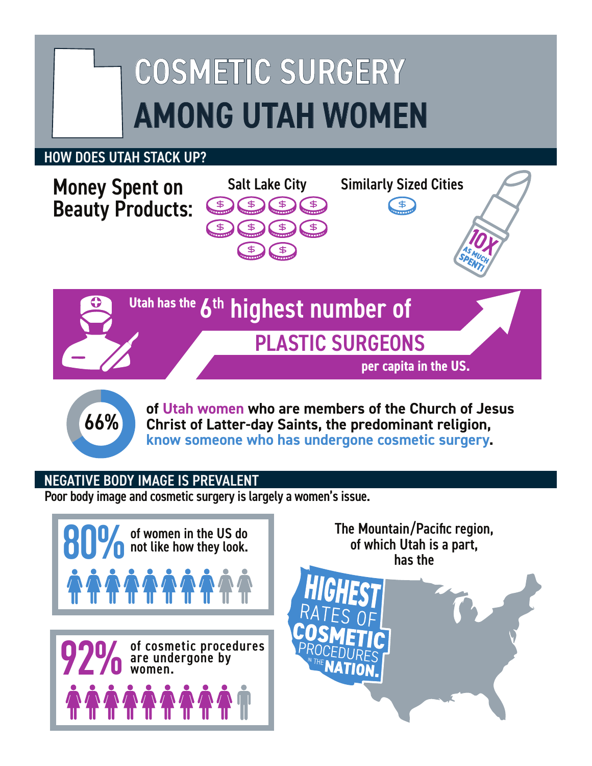# COSMETIC SURGERY AMONG UTAH WOMEN

## HOW DOES UTAH STACK UP?

**Money Spent on Beauty Products:**

Salt Lake City

Similarly Sized Cities

10X AS MUCH SPENT!

Utah has the 6th highest number of **PLASTIC SURGEONS** per capita in the US.

**66%** of Utah women who are members of the Church of Jesus Christ of Latter-day Saints, the predominant religion, know someone who has undergone cosmetic surgery.

## NEGATIVE BODY IMAGE IS PREVALENT

Poor body image and cosmetic surgery is largely a women's issue.

**80%** of women in the US do not like how they look.

**92%** of cosmetic procedures are undergone by women.

The Mountain/Pacific region, of which Utah is a part, has the **HIGHEST RATES OF COSMETIC PROCEDURES IN THE NATION.**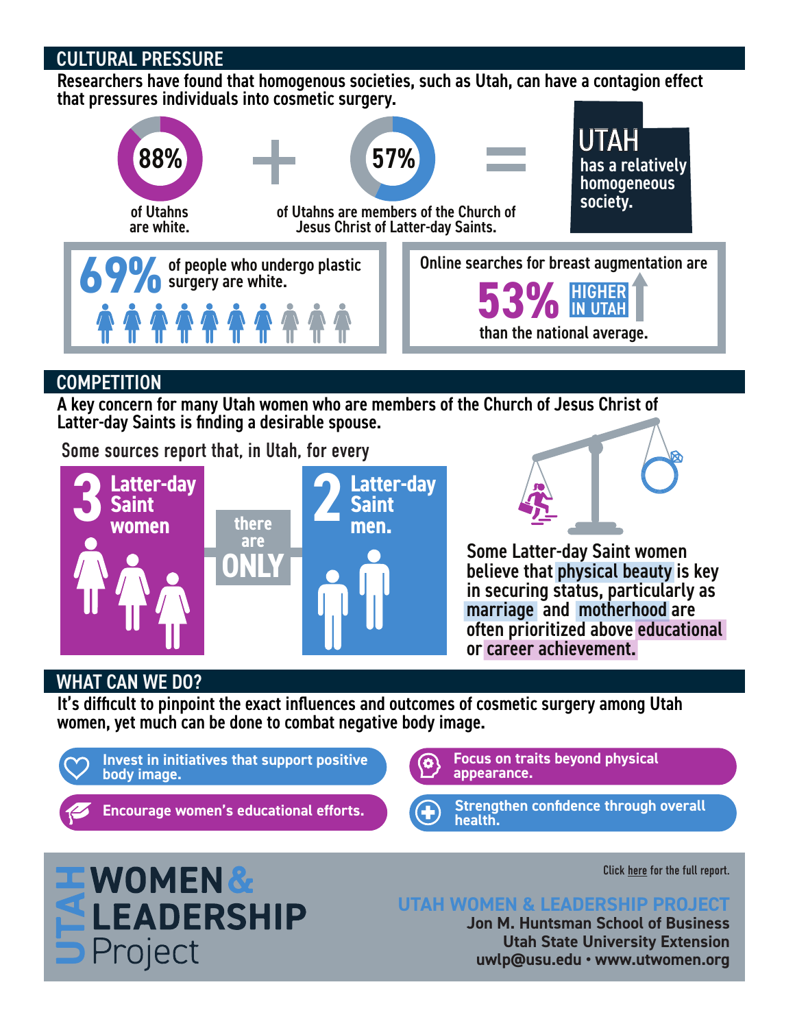## CULTURAL PRESSURE

Researchers have found that homogenous societies, such as Utah, can have a contagion effect that pressures individuals into cosmetic surgery.

88% of Utahns are white.

+

57% of Utahns are members of the Church of Jesus Christ of Latter-day Saints.

=

UTAH has a relatively homogeneous society.

69% of people who undergo plastic surgery are white.

Online searches for breast augmentation are 53% HIGHER IN UTAH than the national average.

## COMPETITION

A key concern for many Utah women who are members of the Church of Jesus Christ of Latter-day Saints is finding a desirable spouse.

Some sources report that, in Utah, for every

3 Latter-day Saint women there are ONLY 2 Latter-day Saint men.

Some Latter-day Saint women believe that physical beauty is key in securing status, particularly as marriage and motherhood are often prioritized above educational or career achievement.

## WHAT CAN WE DO?

It's difficult to pinpoint the exact influences and outcomes of cosmetic surgery among Utah women, yet much can be done to combat negative body image.

- Invest in initiatives that support positive body image.
- Focus on traits beyond physical appearance.
- Encourage women's educational efforts.
- Strengthen confidence through overall health.

UTAH WOMEN & LEADERSHIP Project

Click here for the full report.

**UTAH WOMEN & LEADERSHIP PROJECT**
Jon M. Huntsman School of Business
Utah State University Extension
uwlp@usu.edu • www.utwomen.org